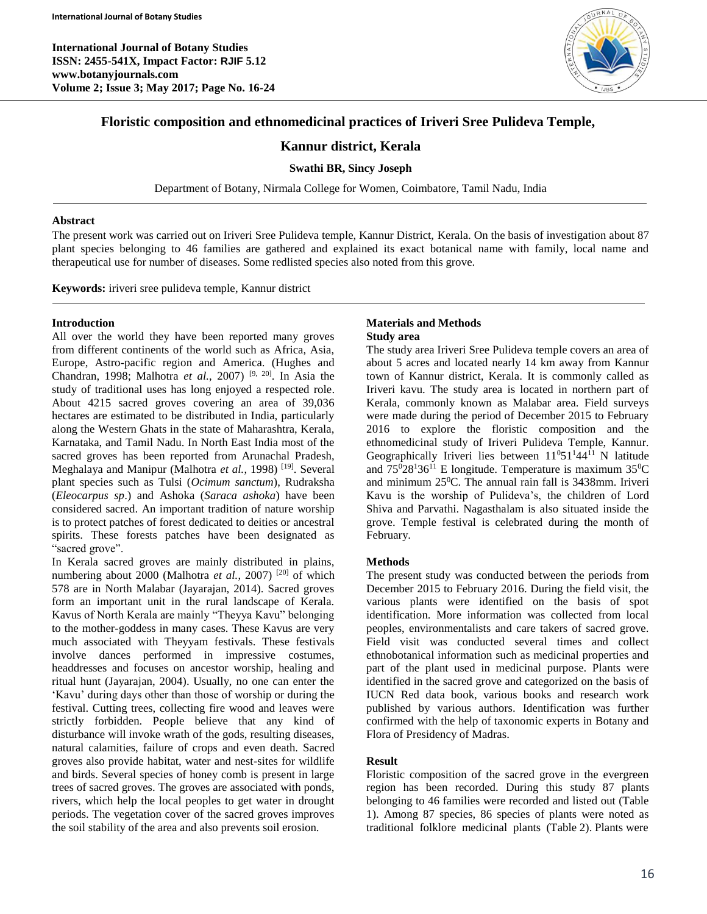# Floristic composition and ethnomedicinal practices of Iriveri Sree Pulideva Temple, Kannur district, Kerala

**Swathi BR, Sincy Joseph**

Department of Botany, Nirmala College for Women, Coimbatore, Tamil Nadu, India

## Abstract

The present work was carried out on Iriveri Sree Pulideva temple, Kannur District, Kerala. On the basis of investigation about 87 plant species belonging to 46 families are gathered and explained its exact botanical name with family, local name and therapeutical use for number of diseases. Some redlisted species also noted from this grove.

**Keywords:** iriveri sree pulideva temple, Kannur district

## Introduction

All over the world they have been reported many groves from different continents of the world such as Africa, Asia, Europe, Astro-pacific region and America. (Hughes and Chandran, 1998; Malhotra *et al.*, 2007) [9, 20]. In Asia the study of traditional uses has long enjoyed a respected role. About 4215 sacred groves covering an area of 39,036 hectares are estimated to be distributed in India, particularly along the Western Ghats in the state of Maharashtra, Kerala, Karnataka, and Tamil Nadu. In North East India most of the sacred groves has been reported from Arunachal Pradesh, Meghalaya and Manipur (Malhotra *et al.*, 1998) [19]. Several plant species such as Tulsi (*Ocimum sanctum*), Rudraksha (*Eleocarpus sp*.) and Ashoka (*Saraca ashoka*) have been considered sacred. An important tradition of nature worship is to protect patches of forest dedicated to deities or ancestral spirits. These forests patches have been designated as "sacred grove".

In Kerala sacred groves are mainly distributed in plains, numbering about 2000 (Malhotra *et al.*, 2007) [20] of which 578 are in North Malabar (Jayarajan, 2014). Sacred groves form an important unit in the rural landscape of Kerala. Kavus of North Kerala are mainly "Theyya Kavu" belonging to the mother-goddess in many cases. These Kavus are very much associated with Theyyam festivals. These festivals involve dances performed in impressive costumes, headdresses and focuses on ancestor worship, healing and ritual hunt (Jayarajan, 2004). Usually, no one can enter the 'Kavu' during days other than those of worship or during the festival. Cutting trees, collecting fire wood and leaves were strictly forbidden. People believe that any kind of disturbance will invoke wrath of the gods, resulting diseases, natural calamities, failure of crops and even death. Sacred groves also provide habitat, water and nest-sites for wildlife and birds. Several species of honey comb is present in large trees of sacred groves. The groves are associated with ponds, rivers, which help the local peoples to get water in drought periods. The vegetation cover of the sacred groves improves the soil stability of the area and also prevents soil erosion.

## Materials and Methods

### Study area

The study area Iriveri Sree Pulideva temple covers an area of about 5 acres and located nearly 14 km away from Kannur town of Kannur district, Kerala. It is commonly called as Iriveri kavu. The study area is located in northern part of Kerala, commonly known as Malabar area. Field surveys were made during the period of December 2015 to February 2016 to explore the floristic composition and the ethnomedicinal study of Iriveri Pulideva Temple, Kannur. Geographically Iriveri lies between $11^0 51^1 44^{11}$ N latitude and $75^0 28^1 36^{11}$ E longitude. Temperature is maximum $35^0$C and minimum $25^0$C. The annual rain fall is 3438mm. Iriveri Kavu is the worship of Pulideva's, the children of Lord Shiva and Parvathi. Nagasthalam is also situated inside the grove. Temple festival is celebrated during the month of February.

### Methods

The present study was conducted between the periods from December 2015 to February 2016. During the field visit, the various plants were identified on the basis of spot identification. More information was collected from local peoples, environmentalists and care takers of sacred grove. Field visit was conducted several times and collect ethnobotanical information such as medicinal properties and part of the plant used in medicinal purpose. Plants were identified in the sacred grove and categorized on the basis of IUCN Red data book, various books and research work published by various authors. Identification was further confirmed with the help of taxonomic experts in Botany and Flora of Presidency of Madras.

### Result

Floristic composition of the sacred grove in the evergreen region has been recorded. During this study 87 plants belonging to 46 families were recorded and listed out (Table 1). Among 87 species, 86 species of plants were noted as traditional folklore medicinal plants (Table 2). Plants were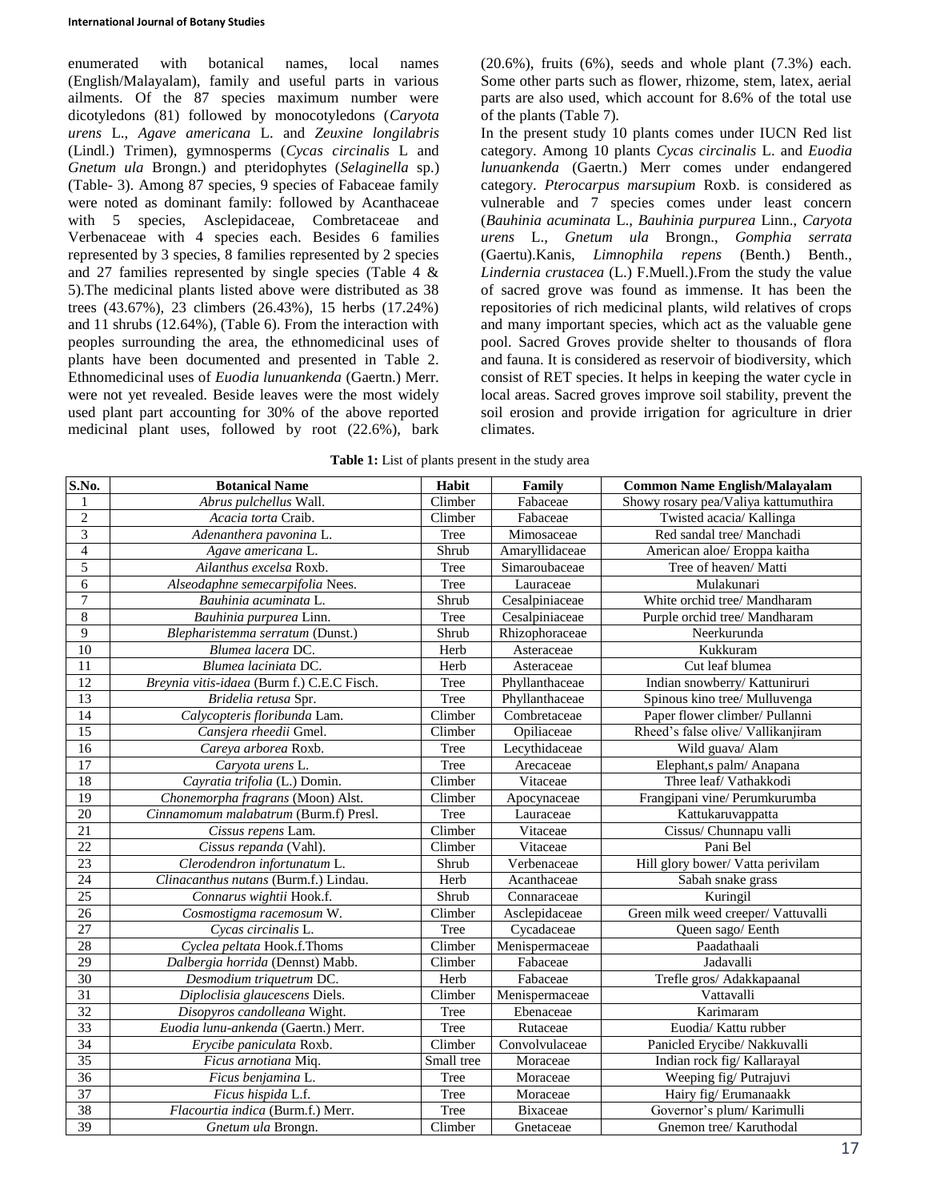enumerated with botanical names, local names (English/Malayalam), family and useful parts in various ailments. Of the 87 species maximum number were dicotyledons (81) followed by monocotyledons (*Caryota urens* L., *Agave americana* L. and *Zeuxine longilabris* (Lindl.) Trimen), gymnosperms (*Cycas circinalis* L and *Gnetum ula* Brongn.) and pteridophytes (*Selaginella* sp.) (Table- 3). Among 87 species, 9 species of Fabaceae family were noted as dominant family: followed by Acanthaceae with 5 species, Asclepidaceae, Combretaceae and Verbenaceae with 4 species each. Besides 6 families represented by 3 species, 8 families represented by 2 species and 27 families represented by single species (Table 4 & 5).The medicinal plants listed above were distributed as 38 trees (43.67%), 23 climbers (26.43%), 15 herbs (17.24%) and 11 shrubs (12.64%), (Table 6). From the interaction with peoples surrounding the area, the ethnomedicinal uses of plants have been documented and presented in Table 2. Ethnomedicinal uses of *Euodia lunuankenda* (Gaertn.) Merr. were not yet revealed. Beside leaves were the most widely used plant part accounting for 30% of the above reported medicinal plant uses, followed by root (22.6%), bark (20.6%), fruits (6%), seeds and whole plant (7.3%) each. Some other parts such as flower, rhizome, stem, latex, aerial parts are also used, which account for 8.6% of the total use of the plants (Table 7).

In the present study 10 plants comes under IUCN Red list category. Among 10 plants *Cycas circinalis* L. and *Euodia lunuankenda* (Gaertn.) Merr comes under endangered category. *Pterocarpus marsupium* Roxb. is considered as vulnerable and 7 species comes under least concern (*Bauhinia acuminata* L., *Bauhinia purpurea* Linn., *Caryota urens* L., *Gnetum ula* Brongn., *Gomphia serrata* (Gaertu).Kanis, *Limnophila repens* (Benth.) Benth., *Lindernia crustacea* (L.) F.Muell.).From the study the value of sacred grove was found as immense. It has been the repositories of rich medicinal plants, wild relatives of crops and many important species, which act as the valuable gene pool. Sacred Groves provide shelter to thousands of flora and fauna. It is considered as reservoir of biodiversity, which consist of RET species. It helps in keeping the water cycle in local areas. Sacred groves improve soil stability, prevent the soil erosion and provide irrigation for agriculture in drier climates.

**Table 1:** List of plants present in the study area

| S.No. | Botanical Name | Habit | Family | Common Name English/Malayalam |
|---|---|---|---|---|
| 1 | *Abrus pulchellus* Wall. | Climber | Fabaceae | Showy rosary pea/Valiya kattumuthira |
| 2 | *Acacia torta* Craib. | Climber | Fabaceae | Twisted acacia/ Kallinga |
| 3 | *Adenanthera pavonina* L. | Tree | Mimosaceae | Red sandal tree/ Manchadi |
| 4 | *Agave americana* L. | Shrub | Amaryllidaceae | American aloe/ Eroppa kaitha |
| 5 | *Ailanthus excelsa* Roxb. | Tree | Simaroubaceae | Tree of heaven/ Matti |
| 6 | *Alseodaphne semecarpifolia* Nees. | Tree | Lauraceae | Mulakunari |
| 7 | *Bauhinia acuminata* L. | Shrub | Cesalpiniaceae | White orchid tree/ Mandharam |
| 8 | *Bauhinia purpurea* Linn. | Tree | Cesalpiniaceae | Purple orchid tree/ Mandharam |
| 9 | *Blepharistemma serratum* (Dunst.) | Shrub | Rhizophoraceae | Neerkurunda |
| 10 | *Blumea lacera* DC. | Herb | Asteraceae | Kukkuram |
| 11 | *Blumea laciniata* DC. | Herb | Asteraceae | Cut leaf blumea |
| 12 | *Breynia vitis-idaea* (Burm f.) C.E.C Fisch. | Tree | Phyllanthaceae | Indian snowberry/ Kattuniruri |
| 13 | *Bridelia retusa* Spr. | Tree | Phyllanthaceae | Spinous kino tree/ Mulluvenga |
| 14 | *Calycopteris floribunda* Lam. | Climber | Combretaceae | Paper flower climber/ Pullanni |
| 15 | *Cansjera rheedii* Gmel. | Climber | Opiliaceae | Rheed's false olive/ Vallikanjiram |
| 16 | *Careya arborea* Roxb. | Tree | Lecythidaceae | Wild guava/ Alam |
| 17 | *Caryota urens* L. | Tree | Arecaceae | Elephant,s palm/ Anapana |
| 18 | *Cayratia trifolia* (L.) Domin. | Climber | Vitaceae | Three leaf/ Vathakkodi |
| 19 | *Chonemorpha fragrans* (Moon) Alst. | Climber | Apocynaceae | Frangipani vine/ Perumkurumba |
| 20 | *Cinnamomum malabatrum* (Burm.f) Presl. | Tree | Lauraceae | Kattukaruvappatta |
| 21 | *Cissus repens* Lam. | Climber | Vitaceae | Cissus/ Chunnapu valli |
| 22 | *Cissus repanda* (Vahl). | Climber | Vitaceae | Pani Bel |
| 23 | *Clerodendron infortunatum* L. | Shrub | Verbenaceae | Hill glory bower/ Vatta perivilam |
| 24 | *Clinacanthus nutans* (Burm.f.) Lindau. | Herb | Acanthaceae | Sabah snake grass |
| 25 | *Connarus wightii* Hook.f. | Shrub | Connaraceae | Kuringil |
| 26 | *Cosmostigma racemosum* W. | Climber | Asclepidaceae | Green milk weed creeper/ Vattuvalli |
| 27 | *Cycas circinalis* L. | Tree | Cycadaceae | Queen sago/ Eenth |
| 28 | *Cyclea peltata* Hook.f.Thoms | Climber | Menispermaceae | Paadathaali |
| 29 | *Dalbergia horrida* (Dennst) Mabb. | Climber | Fabaceae | Jadavalli |
| 30 | *Desmodium triquetrum* DC. | Herb | Fabaceae | Trefle gros/ Adakkapaanal |
| 31 | *Diploclisia glaucescens* Diels. | Climber | Menispermaceae | Vattavalli |
| 32 | *Disopyros candolleana* Wight. | Tree | Ebenaceae | Karimaram |
| 33 | *Euodia lunu-ankenda* (Gaertn.) Merr. | Tree | Rutaceae | Euodia/ Kattu rubber |
| 34 | *Erycibe paniculata* Roxb. | Climber | Convolvulaceae | Panicled Erycibe/ Nakkuvalli |
| 35 | *Ficus arnotiana* Miq. | Small tree | Moraceae | Indian rock fig/ Kallarayal |
| 36 | *Ficus benjamina* L. | Tree | Moraceae | Weeping fig/ Putrajuvi |
| 37 | *Ficus hispida* L.f. | Tree | Moraceae | Hairy fig/ Erumanaakk |
| 38 | *Flacourtia indica* (Burm.f.) Merr. | Tree | Bixaceae | Governor's plum/ Karimulli |
| 39 | *Gnetum ula* Brongn. | Climber | Gnetaceae | Gnemon tree/ Karuthodal |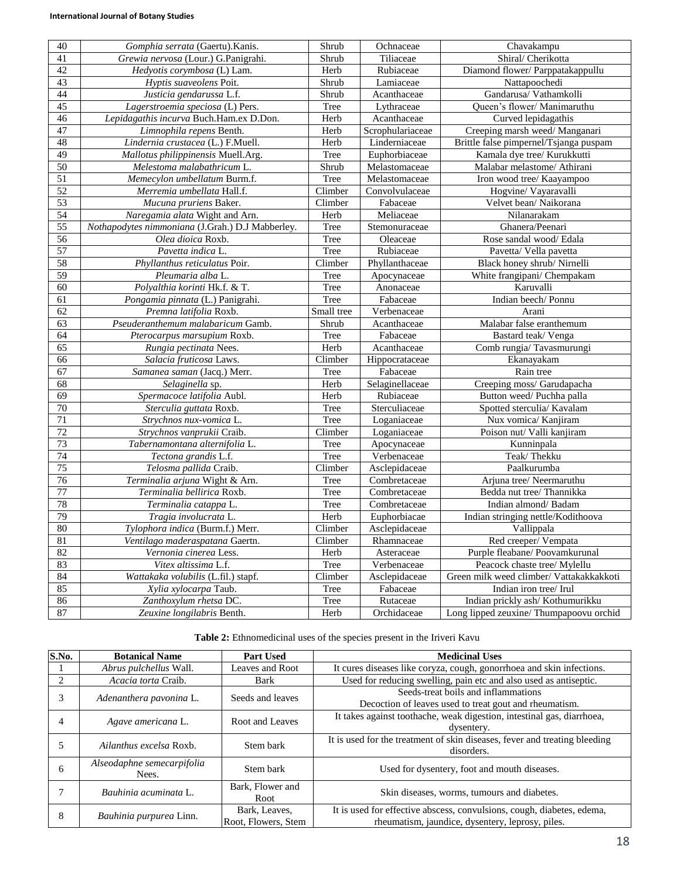| 40 | *Gomphia serrata* (Gaertu).Kanis. | Shrub | Ochnaceae | Chavakampu |
|---|---|---|---|---|
| 41 | *Grewia nervosa* (Lour.) G.Panigrahi. | Shrub | Tiliaceae | Shiral/ Cherikotta |
| 42 | *Hedyotis corymbosa* (L) Lam. | Herb | Rubiaceae | Diamond flower/ Parppatakappullu |
| 43 | *Hyptis suaveolens* Poit. | Shrub | Lamiaceae | Nattapoochedi |
| 44 | *Justicia gendarussa* L.f. | Shrub | Acanthaceae | Gandarusa/ Vathamkolli |
| 45 | *Lagerstroemia speciosa* (L) Pers. | Tree | Lythraceae | Queen's flower/ Manimaruthu |
| 46 | *Lepidagathis incurva* Buch.Ham.ex D.Don. | Herb | Acanthaceae | Curved lepidagathis |
| 47 | *Limnophila repens* Benth. | Herb | Scrophulariaceae | Creeping marsh weed/ Manganari |
| 48 | *Lindernia crustacea* (L.) F.Muell. | Herb | Linderniaceae | Brittle false pimpernel/Tsjanga puspam |
| 49 | *Mallotus philippinensis* Muell.Arg. | Tree | Euphorbiaceae | Kamala dye tree/ Kurukkutti |
| 50 | *Melestoma malabathricum* L. | Shrub | Melastomaceae | Malabar melastome/ Athirani |
| 51 | *Memecylon umbellatum* Burm.f. | Tree | Melastomaceae | Iron wood tree/ Kaayampoo |
| 52 | *Merremia umbellata* Hall.f. | Climber | Convolvulaceae | Hogvine/ Vayaravalli |
| 53 | *Mucuna pruriens* Baker. | Climber | Fabaceae | Velvet bean/ Naikorana |
| 54 | *Naregamia alata* Wight and Arn. | Herb | Meliaceae | Nilanarakam |
| 55 | *Nothapodytes nimmoniana* (J.Grah.) D.J Mabberley. | Tree | Stemonuraceae | Ghanera/Peenari |
| 56 | *Olea dioica* Roxb. | Tree | Oleaceae | Rose sandal wood/ Edala |
| 57 | *Pavetta indica* L. | Tree | Rubiaceae | Pavetta/ Vella pavetta |
| 58 | *Phyllanthus reticulatus* Poir. | Climber | Phyllanthaceae | Black honey shrub/ Nirnelli |
| 59 | *Pleumaria alba* L. | Tree | Apocynaceae | White frangipani/ Chempakam |
| 60 | *Polyalthia korinti* Hk.f. & T. | Tree | Anonaceae | Karuvalli |
| 61 | *Pongamia pinnata* (L.) Panigrahi. | Tree | Fabaceae | Indian beech/ Ponnu |
| 62 | *Premna latifolia* Roxb. | Small tree | Verbenaceae | Arani |
| 63 | *Pseuderanthemum malabaricum* Gamb. | Shrub | Acanthaceae | Malabar false eranthemum |
| 64 | *Pterocarpus marsupium* Roxb. | Tree | Fabaceae | Bastard teak/ Venga |
| 65 | *Rungia pectinata* Nees. | Herb | Acanthaceae | Comb rungia/ Tavasmurungi |
| 66 | *Salacia fruticosa* Laws. | Climber | Hippocrataceae | Ekanayakam |
| 67 | *Samanea saman* (Jacq.) Merr. | Tree | Fabaceae | Rain tree |
| 68 | *Selaginella* sp. | Herb | Selaginellaceae | Creeping moss/ Garudapacha |
| 69 | *Spermacoce latifolia* Aubl. | Herb | Rubiaceae | Button weed/ Puchha palla |
| 70 | *Sterculia guttata* Roxb. | Tree | Sterculiaceae | Spotted sterculia/ Kavalam |
| 71 | *Strychnos nux-vomica* L. | Tree | Loganiaceae | Nux vomica/ Kanjiram |
| 72 | *Strychnos vanprukii* Craib. | Climber | Loganiaceae | Poison nut/ Valli kanjiram |
| 73 | *Tabernamontana alternifolia* L. | Tree | Apocynaceae | Kunninpala |
| 74 | *Tectona grandis* L.f. | Tree | Verbenaceae | Teak/ Thekku |
| 75 | *Telosma pallida* Craib. | Climber | Asclepidaceae | Paalkurumba |
| 76 | *Terminalia arjuna* Wight & Arn. | Tree | Combretaceae | Arjuna tree/ Neermaruthu |
| 77 | *Terminalia bellirica* Roxb. | Tree | Combretaceae | Bedda nut tree/ Thannikka |
| 78 | *Terminalia catappa* L. | Tree | Combretaceae | Indian almond/ Badam |
| 79 | *Tragia involucrata* L. | Herb | Euphorbiacae | Indian stringing nettle/Kodithoova |
| 80 | *Tylophora indica* (Burm.f.) Merr. | Climber | Asclepidaceae | Vallippala |
| 81 | *Ventilago maderaspatana* Gaertn. | Climber | Rhamnaceae | Red creeper/ Vempata |
| 82 | *Vernonia cinerea* Less. | Herb | Asteraceae | Purple fleabane/ Poovamkurunal |
| 83 | *Vitex altissima* L.f. | Tree | Verbenaceae | Peacock chaste tree/ Mylellu |
| 84 | *Wattakaka volubilis* (L.fil.) stapf. | Climber | Asclepidaceae | Green milk weed climber/ Vattakakkakkoti |
| 85 | *Xylia xylocarpa* Taub. | Tree | Fabaceae | Indian iron tree/ Irul |
| 86 | *Zanthoxylum rhetsa* DC. | Tree | Rutaceae | Indian prickly ash/ Kothumurikku |
| 87 | *Zeuxine longilabris* Benth. | Herb | Orchidaceae | Long lipped zeuxine/ Thumpapoovu orchid |

**Table 2:** Ethnomedicinal uses of the species present in the Iriveri Kavu

| S.No. | Botanical Name | Part Used | Medicinal Uses |
|---|---|---|---|
| 1 | *Abrus pulchellus* Wall. | Leaves and Root | It cures diseases like coryza, cough, gonorrhoea and skin infections. |
| 2 | *Acacia torta* Craib. | Bark | Used for reducing swelling, pain etc and also used as antiseptic. |
| 3 | *Adenanthera pavonina* L. | Seeds and leaves | Seeds-treat boils and inflammations<br>Decoction of leaves used to treat gout and rheumatism. |
| 4 | *Agave americana* L. | Root and Leaves | It takes against toothache, weak digestion, intestinal gas, diarrhoea, dysentery. |
| 5 | *Ailanthus excelsa* Roxb. | Stem bark | It is used for the treatment of skin diseases, fever and treating bleeding disorders. |
| 6 | *Alseodaphne semecarpifolia* Nees. | Stem bark | Used for dysentery, foot and mouth diseases. |
| 7 | *Bauhinia acuminata* L. | Bark, Flower and Root | Skin diseases, worms, tumours and diabetes. |
| 8 | *Bauhinia purpurea* Linn. | Bark, Leaves, Root, Flowers, Stem | It is used for effective abscess, convulsions, cough, diabetes, edema, rheumatism, jaundice, dysentery, leprosy, piles. |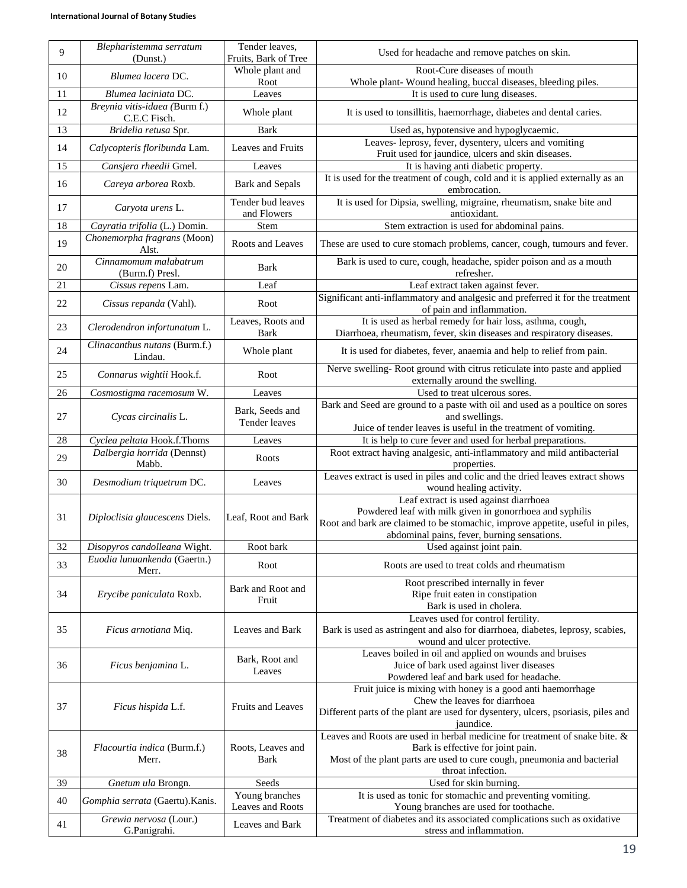| 9 | *Blepharistemma serratum* (Dunst.) | Tender leaves, Fruits, Bark of Tree | Used for headache and remove patches on skin. |
|---|---|---|---|
| 10 | *Blumea lacera* DC. | Whole plant and Root | Root-Cure diseases of mouth<br>Whole plant- Wound healing, buccal diseases, bleeding piles. |
| 11 | *Blumea laciniata* DC. | Leaves | It is used to cure lung diseases. |
| 12 | *Breynia vitis-idaea (*Burm f.) C.E.C Fisch. | Whole plant | It is used to tonsillitis, haemorrhage, diabetes and dental caries. |
| 13 | *Bridelia retusa* Spr. | Bark | Used as, hypotensive and hypoglycaemic. |
| 14 | *Calycopteris floribunda* Lam. | Leaves and Fruits | Leaves- leprosy, fever, dysentery, ulcers and vomiting<br>Fruit used for jaundice, ulcers and skin diseases. |
| 15 | *Cansjera rheedii* Gmel. | Leaves | It is having anti diabetic property. |
| 16 | *Careya arborea* Roxb. | Bark and Sepals | It is used for the treatment of cough, cold and it is applied externally as an embrocation. |
| 17 | *Caryota urens* L. | Tender bud leaves and Flowers | It is used for Dipsia, swelling, migraine, rheumatism, snake bite and antioxidant. |
| 18 | *Cayratia trifolia* (L.) Domin. | Stem | Stem extraction is used for abdominal pains. |
| 19 | *Chonemorpha fragrans* (Moon) Alst. | Roots and Leaves | These are used to cure stomach problems, cancer, cough, tumours and fever. |
| 20 | *Cinnamomum malabatrum* (Burm.f) Presl. | Bark | Bark is used to cure, cough, headache, spider poison and as a mouth refresher. |
| 21 | *Cissus repens* Lam. | Leaf | Leaf extract taken against fever. |
| 22 | *Cissus repanda* (Vahl). | Root | Significant anti-inflammatory and analgesic and preferred it for the treatment of pain and inflammation. |
| 23 | *Clerodendron infortunatum* L. | Leaves, Roots and Bark | It is used as herbal remedy for hair loss, asthma, cough,<br>Diarrhoea, rheumatism, fever, skin diseases and respiratory diseases. |
| 24 | *Clinacanthus nutans* (Burm.f.) Lindau. | Whole plant | It is used for diabetes, fever, anaemia and help to relief from pain. |
| 25 | *Connarus wightii* Hook.f. | Root | Nerve swelling- Root ground with citrus reticulate into paste and applied externally around the swelling. |
| 26 | *Cosmostigma racemosum* W. | Leaves | Used to treat ulcerous sores. |
| 27 | *Cycas circinalis* L. | Bark, Seeds and Tender leaves | Bark and Seed are ground to a paste with oil and used as a poultice on sores and swellings.<br>Juice of tender leaves is useful in the treatment of vomiting. |
| 28 | *Cyclea peltata* Hook.f.Thoms | Leaves | It is help to cure fever and used for herbal preparations. |
| 29 | *Dalbergia horrida* (Dennst) Mabb. | Roots | Root extract having analgesic, anti-inflammatory and mild antibacterial properties. |
| 30 | *Desmodium triquetrum* DC. | Leaves | Leaves extract is used in piles and colic and the dried leaves extract shows wound healing activity. |
| 31 | *Diploclisia glaucescens* Diels. | Leaf, Root and Bark | Leaf extract is used against diarrhoea<br>Powdered leaf with milk given in gonorrhoea and syphilis<br>Root and bark are claimed to be stomachic, improve appetite, useful in piles, abdominal pains, fever, burning sensations. |
| 32 | *Disopyros candolleana* Wight. | Root bark | Used against joint pain. |
| 33 | *Euodia lunuankenda* (Gaertn.) Merr. | Root | Roots are used to treat colds and rheumatism |
| 34 | *Erycibe paniculata* Roxb. | Bark and Root and Fruit | Root prescribed internally in fever<br>Ripe fruit eaten in constipation<br>Bark is used in cholera. |
| 35 | *Ficus arnotiana* Miq. | Leaves and Bark | Leaves used for control fertility.<br>Bark is used as astringent and also for diarrhoea, diabetes, leprosy, scabies, wound and ulcer protective. |
| 36 | *Ficus benjamina* L. | Bark, Root and Leaves | Leaves boiled in oil and applied on wounds and bruises<br>Juice of bark used against liver diseases<br>Powdered leaf and bark used for headache. |
| 37 | *Ficus hispida* L.f. | Fruits and Leaves | Fruit juice is mixing with honey is a good anti haemorrhage<br>Chew the leaves for diarrhoea<br>Different parts of the plant are used for dysentery, ulcers, psoriasis, piles and jaundice. |
| 38 | *Flacourtia indica* (Burm.f.) Merr. | Roots, Leaves and Bark | Leaves and Roots are used in herbal medicine for treatment of snake bite. & Bark is effective for joint pain.<br>Most of the plant parts are used to cure cough, pneumonia and bacterial throat infection. |
| 39 | *Gnetum ula* Brongn. | Seeds | Used for skin burning. |
| 40 | *Gomphia serrata* (Gaertu).Kanis. | Young branches Leaves and Roots | It is used as tonic for stomachic and preventing vomiting.<br>Young branches are used for toothache. |
| 41 | *Grewia nervosa* (Lour.) G.Panigrahi. | Leaves and Bark | Treatment of diabetes and its associated complications such as oxidative stress and inflammation. |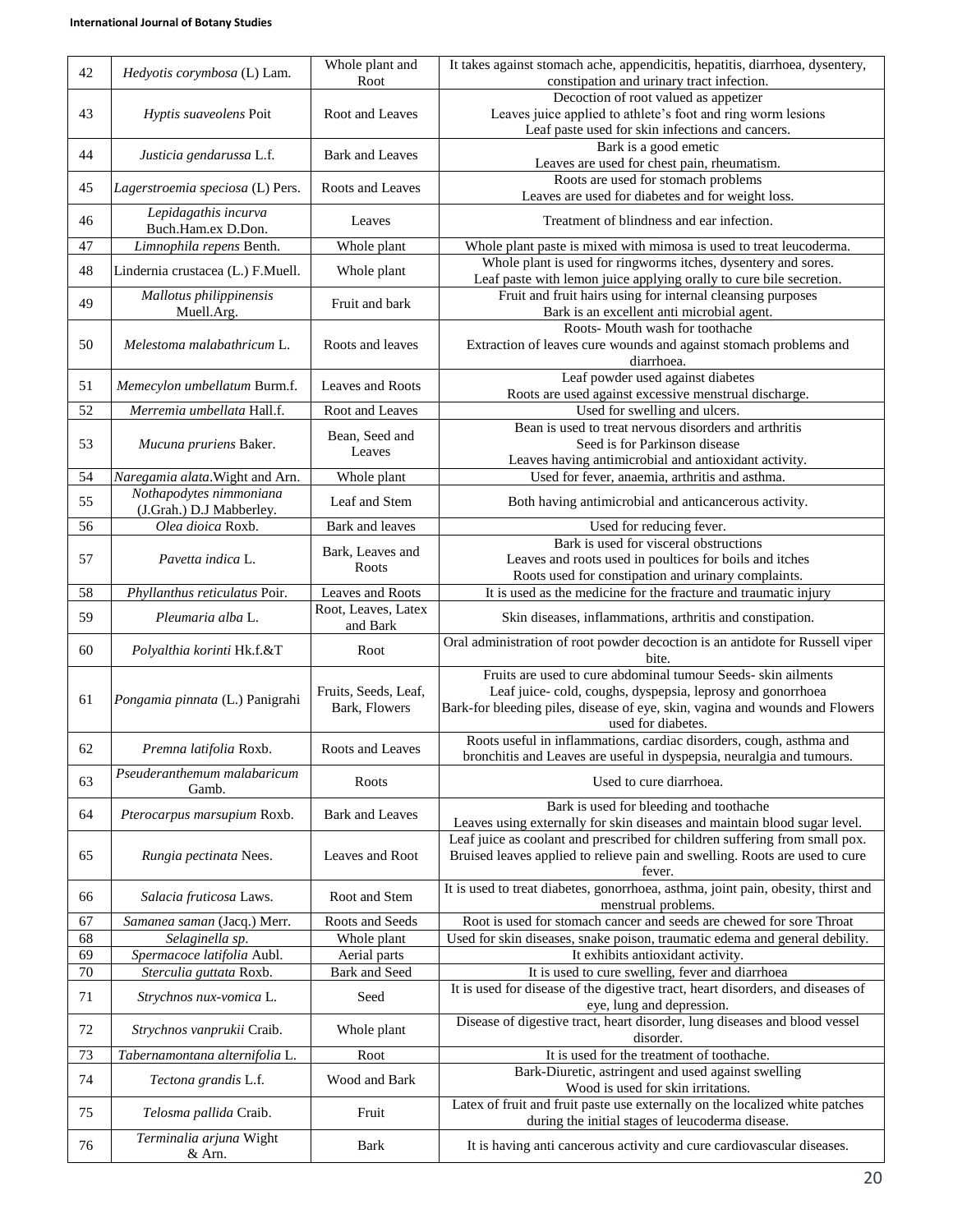| 42 | *Hedyotis corymbosa* (L) Lam. | Whole plant and Root | It takes against stomach ache, appendicitis, hepatitis, diarrhoea, dysentery, constipation and urinary tract infection. |
|---|---|---|---|
| 43 | *Hyptis suaveolens* Poit | Root and Leaves | Decoction of root valued as appetizer<br>Leaves juice applied to athlete's foot and ring worm lesions<br>Leaf paste used for skin infections and cancers. |
| 44 | *Justicia gendarussa* L.f. | Bark and Leaves | Bark is a good emetic<br>Leaves are used for chest pain, rheumatism. |
| 45 | *Lagerstroemia speciosa* (L) Pers. | Roots and Leaves | Roots are used for stomach problems<br>Leaves are used for diabetes and for weight loss. |
| 46 | *Lepidagathis incurva* Buch.Ham.ex D.Don. | Leaves | Treatment of blindness and ear infection. |
| 47 | *Limnophila repens* Benth. | Whole plant | Whole plant paste is mixed with mimosa is used to treat leucoderma. |
| 48 | Lindernia crustacea (L.) F.Muell. | Whole plant | Whole plant is used for ringworms itches, dysentery and sores.<br>Leaf paste with lemon juice applying orally to cure bile secretion. |
| 49 | *Mallotus philippinensis* Muell.Arg. | Fruit and bark | Fruit and fruit hairs using for internal cleansing purposes<br>Bark is an excellent anti microbial agent. |
| 50 | *Melestoma malabathricum* L. | Roots and leaves | Roots- Mouth wash for toothache<br>Extraction of leaves cure wounds and against stomach problems and diarrhoea. |
| 51 | *Memecylon umbellatum* Burm.f. | Leaves and Roots | Leaf powder used against diabetes<br>Roots are used against excessive menstrual discharge. |
| 52 | *Merremia umbellata* Hall.f. | Root and Leaves | Used for swelling and ulcers. |
| 53 | *Mucuna pruriens* Baker. | Bean, Seed and Leaves | Bean is used to treat nervous disorders and arthritis<br>Seed is for Parkinson disease<br>Leaves having antimicrobial and antioxidant activity. |
| 54 | *Naregamia alata*.Wight and Arn. | Whole plant | Used for fever, anaemia, arthritis and asthma. |
| 55 | *Nothapodytes nimmoniana* (J.Grah.) D.J Mabberley. | Leaf and Stem | Both having antimicrobial and anticancerous activity. |
| 56 | *Olea dioica* Roxb. | Bark and leaves | Used for reducing fever. |
| 57 | *Pavetta indica* L. | Bark, Leaves and Roots | Bark is used for visceral obstructions<br>Leaves and roots used in poultices for boils and itches<br>Roots used for constipation and urinary complaints. |
| 58 | *Phyllanthus reticulatus* Poir. | Leaves and Roots | It is used as the medicine for the fracture and traumatic injury |
| 59 | *Pleumaria alba* L. | Root, Leaves, Latex and Bark | Skin diseases, inflammations, arthritis and constipation. |
| 60 | *Polyalthia korinti* Hk.f.&T | Root | Oral administration of root powder decoction is an antidote for Russell viper bite. |
| 61 | *Pongamia pinnata* (L.) Panigrahi | Fruits, Seeds, Leaf, Bark, Flowers | Fruits are used to cure abdominal tumour Seeds- skin ailments<br>Leaf juice- cold, coughs, dyspepsia, leprosy and gonorrhoea<br>Bark-for bleeding piles, disease of eye, skin, vagina and wounds and Flowers used for diabetes. |
| 62 | *Premna latifolia* Roxb. | Roots and Leaves | Roots useful in inflammations, cardiac disorders, cough, asthma and bronchitis and Leaves are useful in dyspepsia, neuralgia and tumours. |
| 63 | *Pseuderanthemum malabaricum* Gamb. | Roots | Used to cure diarrhoea. |
| 64 | *Pterocarpus marsupium* Roxb. | Bark and Leaves | Bark is used for bleeding and toothache<br>Leaves using externally for skin diseases and maintain blood sugar level. |
| 65 | *Rungia pectinata* Nees. | Leaves and Root | Leaf juice as coolant and prescribed for children suffering from small pox. Bruised leaves applied to relieve pain and swelling. Roots are used to cure fever. |
| 66 | *Salacia fruticosa* Laws. | Root and Stem | It is used to treat diabetes, gonorrhoea, asthma, joint pain, obesity, thirst and menstrual problems. |
| 67 | *Samanea saman* (Jacq.) Merr. | Roots and Seeds | Root is used for stomach cancer and seeds are chewed for sore Throat |
| 68 | *Selaginella sp*. | Whole plant | Used for skin diseases, snake poison, traumatic edema and general debility. |
| 69 | *Spermacoce latifolia* Aubl. | Aerial parts | It exhibits antioxidant activity. |
| 70 | *Sterculia guttata* Roxb. | Bark and Seed | It is used to cure swelling, fever and diarrhoea |
| 71 | *Strychnos nux-vomica* L. | Seed | It is used for disease of the digestive tract, heart disorders, and diseases of eye, lung and depression. |
| 72 | *Strychnos vanprukii* Craib. | Whole plant | Disease of digestive tract, heart disorder, lung diseases and blood vessel disorder. |
| 73 | *Tabernamontana alternifolia* L. | Root | It is used for the treatment of toothache. |
| 74 | *Tectona grandis* L.f. | Wood and Bark | Bark-Diuretic, astringent and used against swelling<br>Wood is used for skin irritations. |
| 75 | *Telosma pallida* Craib. | Fruit | Latex of fruit and fruit paste use externally on the localized white patches during the initial stages of leucoderma disease. |
| 76 | *Terminalia arjuna* Wight & Arn. | Bark | It is having anti cancerous activity and cure cardiovascular diseases. |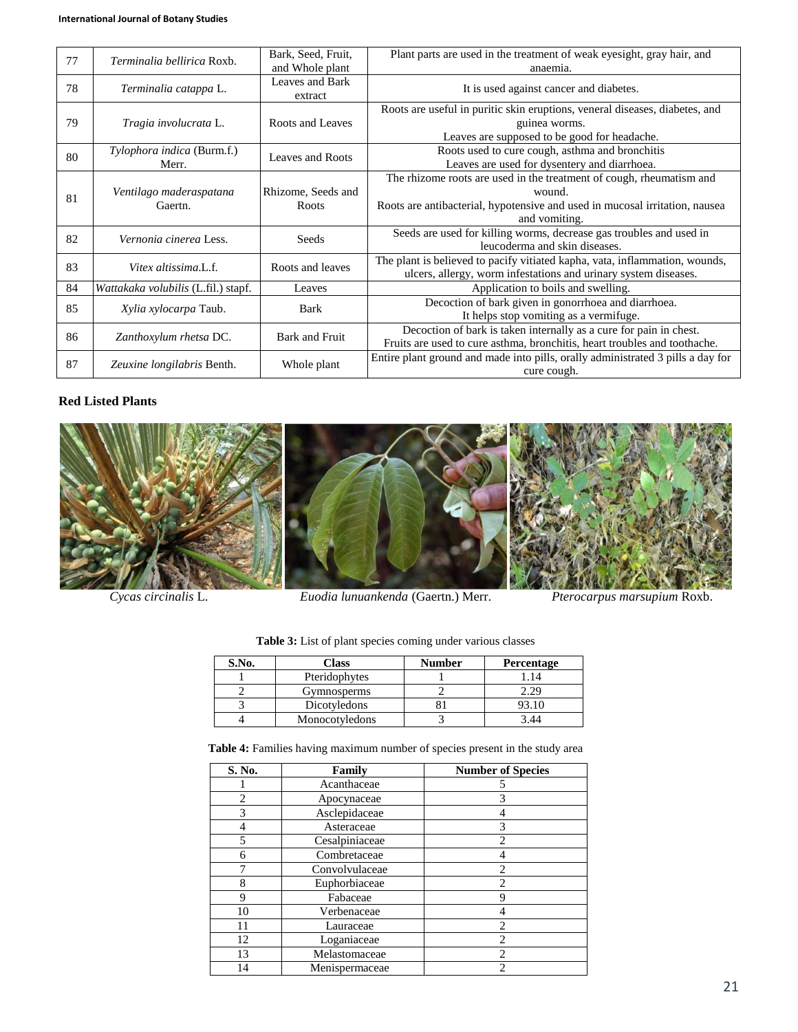| 77 | *Terminalia bellirica* Roxb. | Bark, Seed, Fruit, and Whole plant | Plant parts are used in the treatment of weak eyesight, gray hair, and anaemia. |
|---|---|---|---|
| 78 | *Terminalia catappa* L. | Leaves and Bark extract | It is used against cancer and diabetes. |
| 79 | *Tragia involucrata* L. | Roots and Leaves | Roots are useful in puritic skin eruptions, veneral diseases, diabetes, and guinea worms. Leaves are supposed to be good for headache. |
| 80 | *Tylophora indica* (Burm.f.) Merr. | Leaves and Roots | Roots used to cure cough, asthma and bronchitis Leaves are used for dysentery and diarrhoea. |
| 81 | *Ventilago maderaspatana* Gaertn. | Rhizome, Seeds and Roots | The rhizome roots are used in the treatment of cough, rheumatism and wound. Roots are antibacterial, hypotensive and used in mucosal irritation, nausea and vomiting. |
| 82 | *Vernonia cinerea* Less. | Seeds | Seeds are used for killing worms, decrease gas troubles and used in leucoderma and skin diseases. |
| 83 | *Vitex altissima*.L.f. | Roots and leaves | The plant is believed to pacify vitiated kapha, vata, inflammation, wounds, ulcers, allergy, worm infestations and urinary system diseases. |
| 84 | *Wattakaka volubilis* (L.fil.) stapf. | Leaves | Application to boils and swelling. |
| 85 | *Xylia xylocarpa* Taub. | Bark | Decoction of bark given in gonorrhoea and diarrhoea. It helps stop vomiting as a vermifuge. |
| 86 | *Zanthoxylum rhetsa* DC. | Bark and Fruit | Decoction of bark is taken internally as a cure for pain in chest. Fruits are used to cure asthma, bronchitis, heart troubles and toothache. |
| 87 | *Zeuxine longilabris* Benth. | Whole plant | Entire plant ground and made into pills, orally administrated 3 pills a day for cure cough. |

**Red Listed Plants**

*Cycas circinalis* L. &nbsp;&nbsp;&nbsp; *Euodia lunuankenda* (Gaertn.) Merr. &nbsp;&nbsp;&nbsp; *Pterocarpus marsupium* Roxb.

**Table 3:** List of plant species coming under various classes

| S.No. | Class | Number | Percentage |
|---|---|---|---|
| 1 | Pteridophytes | 1 | 1.14 |
| 2 | Gymnosperms | 2 | 2.29 |
| 3 | Dicotyledons | 81 | 93.10 |
| 4 | Monocotyledons | 3 | 3.44 |

**Table 4:** Families having maximum number of species present in the study area

| S. No. | Family | Number of Species |
|---|---|---|
| 1 | Acanthaceae | 5 |
| 2 | Apocynaceae | 3 |
| 3 | Asclepidaceae | 4 |
| 4 | Asteraceae | 3 |
| 5 | Cesalpiniaceae | 2 |
| 6 | Combretaceae | 4 |
| 7 | Convolvulaceae | 2 |
| 8 | Euphorbiaceae | 2 |
| 9 | Fabaceae | 9 |
| 10 | Verbenaceae | 4 |
| 11 | Lauraceae | 2 |
| 12 | Loganiaceae | 2 |
| 13 | Melastomaceae | 2 |
| 14 | Menispermaceae | 2 |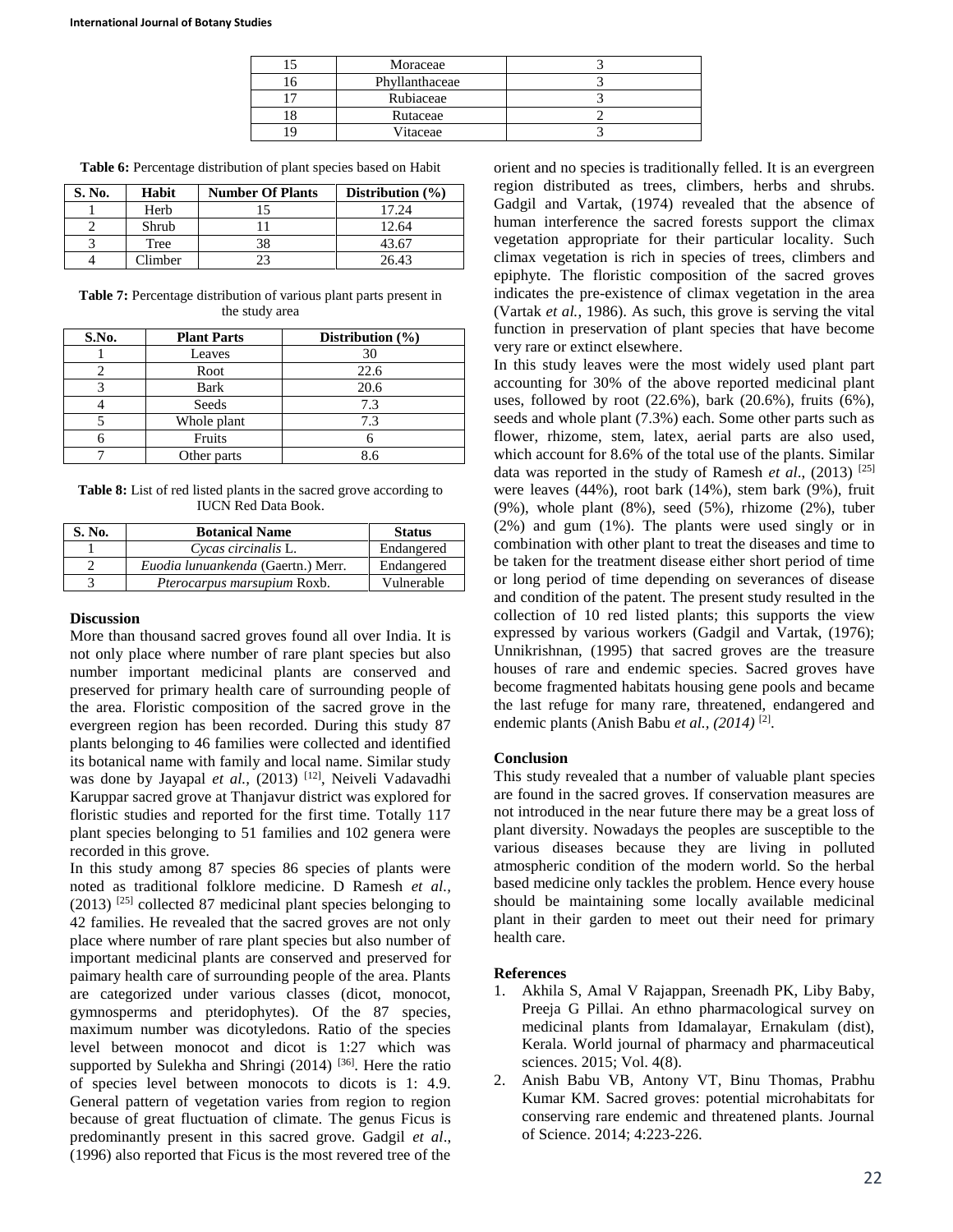| 15 | Moraceae | 3 |
|---|---|---|
| 16 | Phyllanthaceae | 3 |
| 17 | Rubiaceae | 3 |
| 18 | Rutaceae | 2 |
| 19 | Vitaceae | 3 |

**Table 6:** Percentage distribution of plant species based on Habit

| S. No. | Habit | Number Of Plants | Distribution (%) |
|---|---|---|---|
| 1 | Herb | 15 | 17.24 |
| 2 | Shrub | 11 | 12.64 |
| 3 | Tree | 38 | 43.67 |
| 4 | Climber | 23 | 26.43 |

**Table 7:** Percentage distribution of various plant parts present in the study area

| S.No. | Plant Parts | Distribution (%) |
|---|---|---|
| 1 | Leaves | 30 |
| 2 | Root | 22.6 |
| 3 | Bark | 20.6 |
| 4 | Seeds | 7.3 |
| 5 | Whole plant | 7.3 |
| 6 | Fruits | 6 |
| 7 | Other parts | 8.6 |

**Table 8:** List of red listed plants in the sacred grove according to IUCN Red Data Book.

| S. No. | Botanical Name | Status |
|---|---|---|
| 1 | *Cycas circinalis* L. | Endangered |
| 2 | *Euodia lunuankenda* (Gaertn.) Merr. | Endangered |
| 3 | *Pterocarpus marsupium* Roxb. | Vulnerable |

## Discussion

More than thousand sacred groves found all over India. It is not only place where number of rare plant species but also number important medicinal plants are conserved and preserved for primary health care of surrounding people of the area. Floristic composition of the sacred grove in the evergreen region has been recorded. During this study 87 plants belonging to 46 families were collected and identified its botanical name with family and local name. Similar study was done by Jayapal *et al.*, (2013) [12], Neiveli Vadavadhi Karuppar sacred grove at Thanjavur district was explored for floristic studies and reported for the first time. Totally 117 plant species belonging to 51 families and 102 genera were recorded in this grove.

In this study among 87 species 86 species of plants were noted as traditional folklore medicine. D Ramesh *et al.,* (2013) [25] collected 87 medicinal plant species belonging to 42 families. He revealed that the sacred groves are not only place where number of rare plant species but also number of important medicinal plants are conserved and preserved for paimary health care of surrounding people of the area. Plants are categorized under various classes (dicot, monocot, gymnosperms and pteridophytes). Of the 87 species, maximum number was dicotyledons. Ratio of the species level between monocot and dicot is 1:27 which was supported by Sulekha and Shringi (2014) [36]. Here the ratio of species level between monocots to dicots is 1: 4.9. General pattern of vegetation varies from region to region because of great fluctuation of climate. The genus Ficus is predominantly present in this sacred grove. Gadgil *et al*., (1996) also reported that Ficus is the most revered tree of the orient and no species is traditionally felled. It is an evergreen region distributed as trees, climbers, herbs and shrubs. Gadgil and Vartak, (1974) revealed that the absence of human interference the sacred forests support the climax vegetation appropriate for their particular locality. Such climax vegetation is rich in species of trees, climbers and epiphyte. The floristic composition of the sacred groves indicates the pre-existence of climax vegetation in the area (Vartak *et al.*, 1986). As such, this grove is serving the vital function in preservation of plant species that have become very rare or extinct elsewhere.

In this study leaves were the most widely used plant part accounting for 30% of the above reported medicinal plant uses, followed by root (22.6%), bark (20.6%), fruits (6%), seeds and whole plant (7.3%) each. Some other parts such as flower, rhizome, stem, latex, aerial parts are also used, which account for 8.6% of the total use of the plants. Similar data was reported in the study of Ramesh *et al*., (2013) [25] were leaves (44%), root bark (14%), stem bark (9%), fruit (9%), whole plant (8%), seed (5%), rhizome (2%), tuber (2%) and gum (1%). The plants were used singly or in combination with other plant to treat the diseases and time to be taken for the treatment disease either short period of time or long period of time depending on severances of disease and condition of the patent. The present study resulted in the collection of 10 red listed plants; this supports the view expressed by various workers (Gadgil and Vartak, (1976); Unnikrishnan, (1995) that sacred groves are the treasure houses of rare and endemic species. Sacred groves have become fragmented habitats housing gene pools and became the last refuge for many rare, threatened, endangered and endemic plants (Anish Babu *et al., (2014)* [2].

## Conclusion

This study revealed that a number of valuable plant species are found in the sacred groves. If conservation measures are not introduced in the near future there may be a great loss of plant diversity. Nowadays the peoples are susceptible to the various diseases because they are living in polluted atmospheric condition of the modern world. So the herbal based medicine only tackles the problem. Hence every house should be maintaining some locally available medicinal plant in their garden to meet out their need for primary health care.

## References

1. Akhila S, Amal V Rajappan, Sreenadh PK, Liby Baby, Preeja G Pillai. An ethno pharmacological survey on medicinal plants from Idamalayar, Ernakulam (dist), Kerala. World journal of pharmacy and pharmaceutical sciences. 2015; Vol. 4(8).
2. Anish Babu VB, Antony VT, Binu Thomas, Prabhu Kumar KM. Sacred groves: potential microhabitats for conserving rare endemic and threatened plants. Journal of Science. 2014; 4:223-226.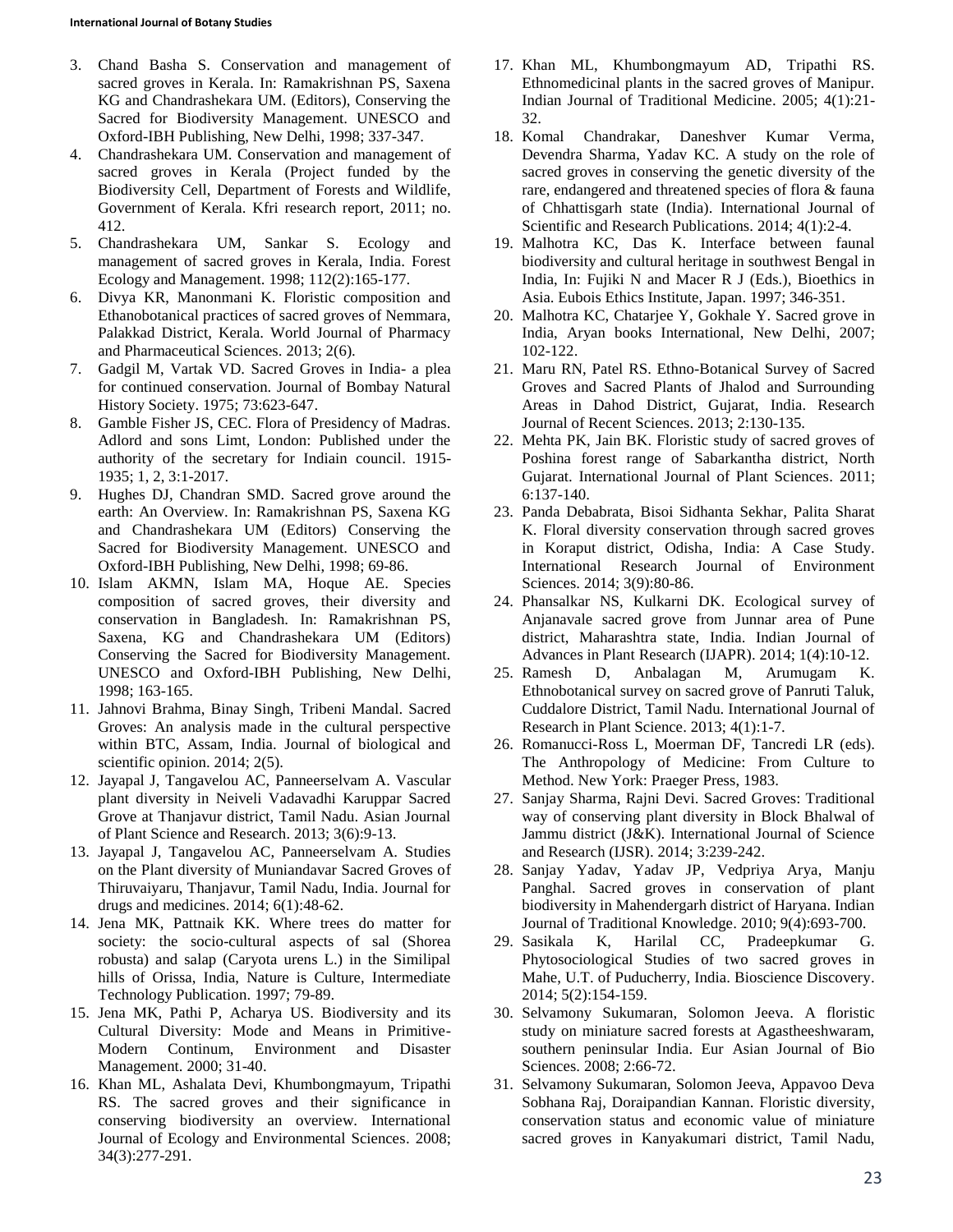3. Chand Basha S. Conservation and management of sacred groves in Kerala. In: Ramakrishnan PS, Saxena KG and Chandrashekara UM. (Editors), Conserving the Sacred for Biodiversity Management. UNESCO and Oxford-IBH Publishing, New Delhi, 1998; 337-347.
4. Chandrashekara UM. Conservation and management of sacred groves in Kerala (Project funded by the Biodiversity Cell, Department of Forests and Wildlife, Government of Kerala. Kfri research report, 2011; no. 412.
5. Chandrashekara UM, Sankar S. Ecology and management of sacred groves in Kerala, India. Forest Ecology and Management. 1998; 112(2):165-177.
6. Divya KR, Manonmani K. Floristic composition and Ethanobotanical practices of sacred groves of Nemmara, Palakkad District, Kerala. World Journal of Pharmacy and Pharmaceutical Sciences. 2013; 2(6).
7. Gadgil M, Vartak VD. Sacred Groves in India- a plea for continued conservation. Journal of Bombay Natural History Society. 1975; 73:623-647.
8. Gamble Fisher JS, CEC. Flora of Presidency of Madras. Adlord and sons Limt, London: Published under the authority of the secretary for Indiain council. 1915-1935; 1, 2, 3:1-2017.
9. Hughes DJ, Chandran SMD. Sacred grove around the earth: An Overview. In: Ramakrishnan PS, Saxena KG and Chandrashekara UM (Editors) Conserving the Sacred for Biodiversity Management. UNESCO and Oxford-IBH Publishing, New Delhi, 1998; 69-86.
10. Islam AKMN, Islam MA, Hoque AE. Species composition of sacred groves, their diversity and conservation in Bangladesh. In: Ramakrishnan PS, Saxena, KG and Chandrashekara UM (Editors) Conserving the Sacred for Biodiversity Management. UNESCO and Oxford-IBH Publishing, New Delhi, 1998; 163-165.
11. Jahnovi Brahma, Binay Singh, Tribeni Mandal. Sacred Groves: An analysis made in the cultural perspective within BTC, Assam, India. Journal of biological and scientific opinion. 2014; 2(5).
12. Jayapal J, Tangavelou AC, Panneerselvam A. Vascular plant diversity in Neiveli Vadavadhi Karuppar Sacred Grove at Thanjavur district, Tamil Nadu. Asian Journal of Plant Science and Research. 2013; 3(6):9-13.
13. Jayapal J, Tangavelou AC, Panneerselvam A. Studies on the Plant diversity of Muniandavar Sacred Groves of Thiruvaiyaru, Thanjavur, Tamil Nadu, India. Journal for drugs and medicines. 2014; 6(1):48-62.
14. Jena MK, Pattnaik KK. Where trees do matter for society: the socio-cultural aspects of sal (Shorea robusta) and salap (Caryota urens L.) in the Similipal hills of Orissa, India, Nature is Culture, Intermediate Technology Publication. 1997; 79-89.
15. Jena MK, Pathi P, Acharya US. Biodiversity and its Cultural Diversity: Mode and Means in Primitive-Modern Continum, Environment and Disaster Management. 2000; 31-40.
16. Khan ML, Ashalata Devi, Khumbongmayum, Tripathi RS. The sacred groves and their significance in conserving biodiversity an overview. International Journal of Ecology and Environmental Sciences. 2008; 34(3):277-291.
17. Khan ML, Khumbongmayum AD, Tripathi RS. Ethnomedicinal plants in the sacred groves of Manipur. Indian Journal of Traditional Medicine. 2005; 4(1):21-32.
18. Komal Chandrakar, Daneshver Kumar Verma, Devendra Sharma, Yadav KC. A study on the role of sacred groves in conserving the genetic diversity of the rare, endangered and threatened species of flora & fauna of Chhattisgarh state (India). International Journal of Scientific and Research Publications. 2014; 4(1):2-4.
19. Malhotra KC, Das K. Interface between faunal biodiversity and cultural heritage in southwest Bengal in India, In: Fujiki N and Macer R J (Eds.), Bioethics in Asia. Eubois Ethics Institute, Japan. 1997; 346-351.
20. Malhotra KC, Chatarjee Y, Gokhale Y. Sacred grove in India, Aryan books International, New Delhi, 2007; 102-122.
21. Maru RN, Patel RS. Ethno-Botanical Survey of Sacred Groves and Sacred Plants of Jhalod and Surrounding Areas in Dahod District, Gujarat, India. Research Journal of Recent Sciences. 2013; 2:130-135.
22. Mehta PK, Jain BK. Floristic study of sacred groves of Poshina forest range of Sabarkantha district, North Gujarat. International Journal of Plant Sciences. 2011; 6:137-140.
23. Panda Debabrata, Bisoi Sidhanta Sekhar, Palita Sharat K. Floral diversity conservation through sacred groves in Koraput district, Odisha, India: A Case Study. International Research Journal of Environment Sciences. 2014; 3(9):80-86.
24. Phansalkar NS, Kulkarni DK. Ecological survey of Anjanavale sacred grove from Junnar area of Pune district, Maharashtra state, India. Indian Journal of Advances in Plant Research (IJAPR). 2014; 1(4):10-12.
25. Ramesh D, Anbalagan M, Arumugam K. Ethnobotanical survey on sacred grove of Panruti Taluk, Cuddalore District, Tamil Nadu. International Journal of Research in Plant Science. 2013; 4(1):1-7.
26. Romanucci-Ross L, Moerman DF, Tancredi LR (eds). The Anthropology of Medicine: From Culture to Method. New York: Praeger Press, 1983.
27. Sanjay Sharma, Rajni Devi. Sacred Groves: Traditional way of conserving plant diversity in Block Bhalwal of Jammu district (J&K). International Journal of Science and Research (IJSR). 2014; 3:239-242.
28. Sanjay Yadav, Yadav JP, Vedpriya Arya, Manju Panghal. Sacred groves in conservation of plant biodiversity in Mahendergarh district of Haryana. Indian Journal of Traditional Knowledge. 2010; 9(4):693-700.
29. Sasikala K, Harilal CC, Pradeepkumar G. Phytosociological Studies of two sacred groves in Mahe, U.T. of Puducherry, India. Bioscience Discovery. 2014; 5(2):154-159.
30. Selvamony Sukumaran, Solomon Jeeva. A floristic study on miniature sacred forests at Agastheeshwaram, southern peninsular India. Eur Asian Journal of Bio Sciences. 2008; 2:66-72.
31. Selvamony Sukumaran, Solomon Jeeva, Appavoo Deva Sobhana Raj, Doraipandian Kannan. Floristic diversity, conservation status and economic value of miniature sacred groves in Kanyakumari district, Tamil Nadu,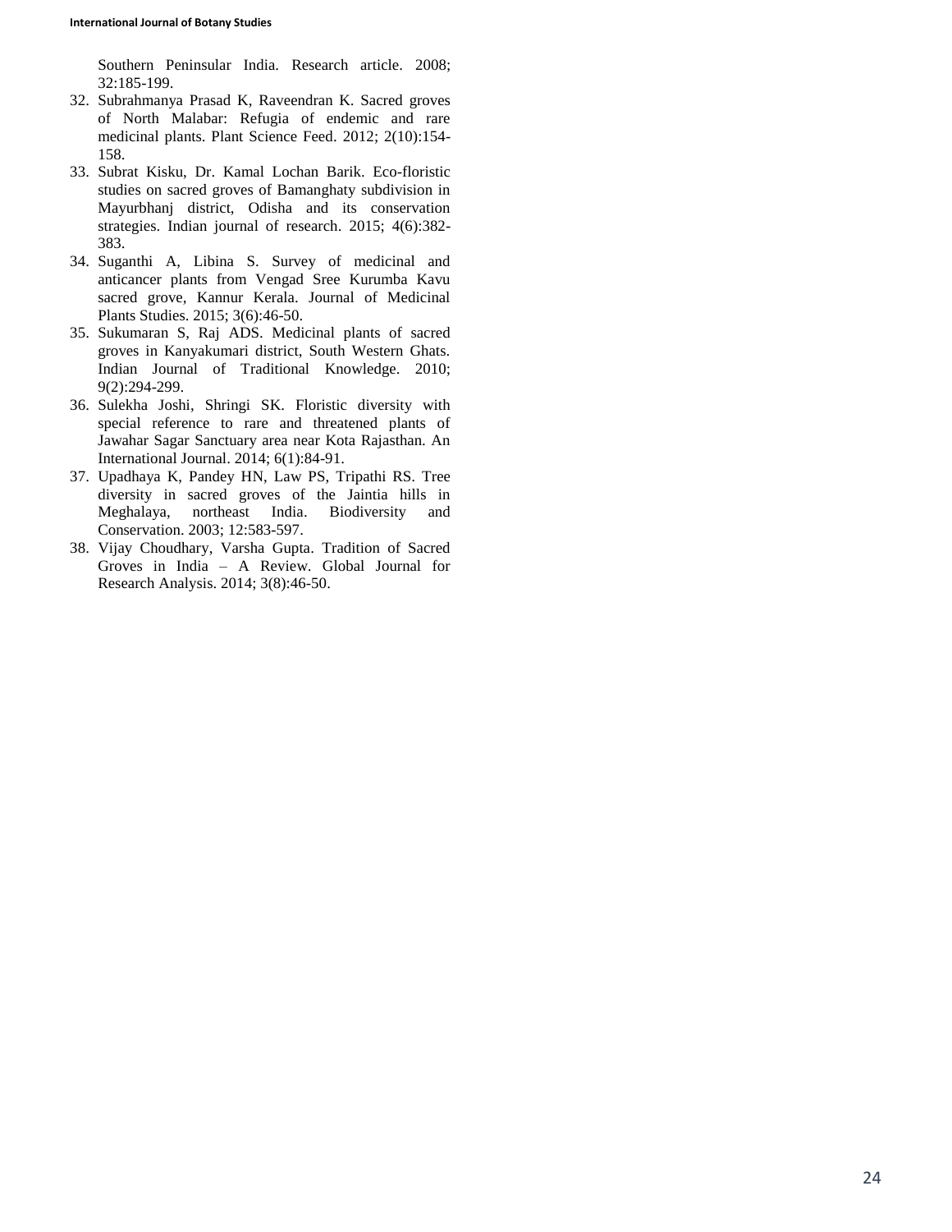Southern Peninsular India. Research article. 2008; 32:185-199.

32. Subrahmanya Prasad K, Raveendran K. Sacred groves of North Malabar: Refugia of endemic and rare medicinal plants. Plant Science Feed. 2012; 2(10):154-158.
33. Subrat Kisku, Dr. Kamal Lochan Barik. Eco-floristic studies on sacred groves of Bamanghaty subdivision in Mayurbhanj district, Odisha and its conservation strategies. Indian journal of research. 2015; 4(6):382-383.
34. Suganthi A, Libina S. Survey of medicinal and anticancer plants from Vengad Sree Kurumba Kavu sacred grove, Kannur Kerala. Journal of Medicinal Plants Studies. 2015; 3(6):46-50.
35. Sukumaran S, Raj ADS. Medicinal plants of sacred groves in Kanyakumari district, South Western Ghats. Indian Journal of Traditional Knowledge. 2010; 9(2):294-299.
36. Sulekha Joshi, Shringi SK. Floristic diversity with special reference to rare and threatened plants of Jawahar Sagar Sanctuary area near Kota Rajasthan. An International Journal. 2014; 6(1):84-91.
37. Upadhaya K, Pandey HN, Law PS, Tripathi RS. Tree diversity in sacred groves of the Jaintia hills in Meghalaya, northeast India. Biodiversity and Conservation. 2003; 12:583-597.
38. Vijay Choudhary, Varsha Gupta. Tradition of Sacred Groves in India – A Review. Global Journal for Research Analysis. 2014; 3(8):46-50.